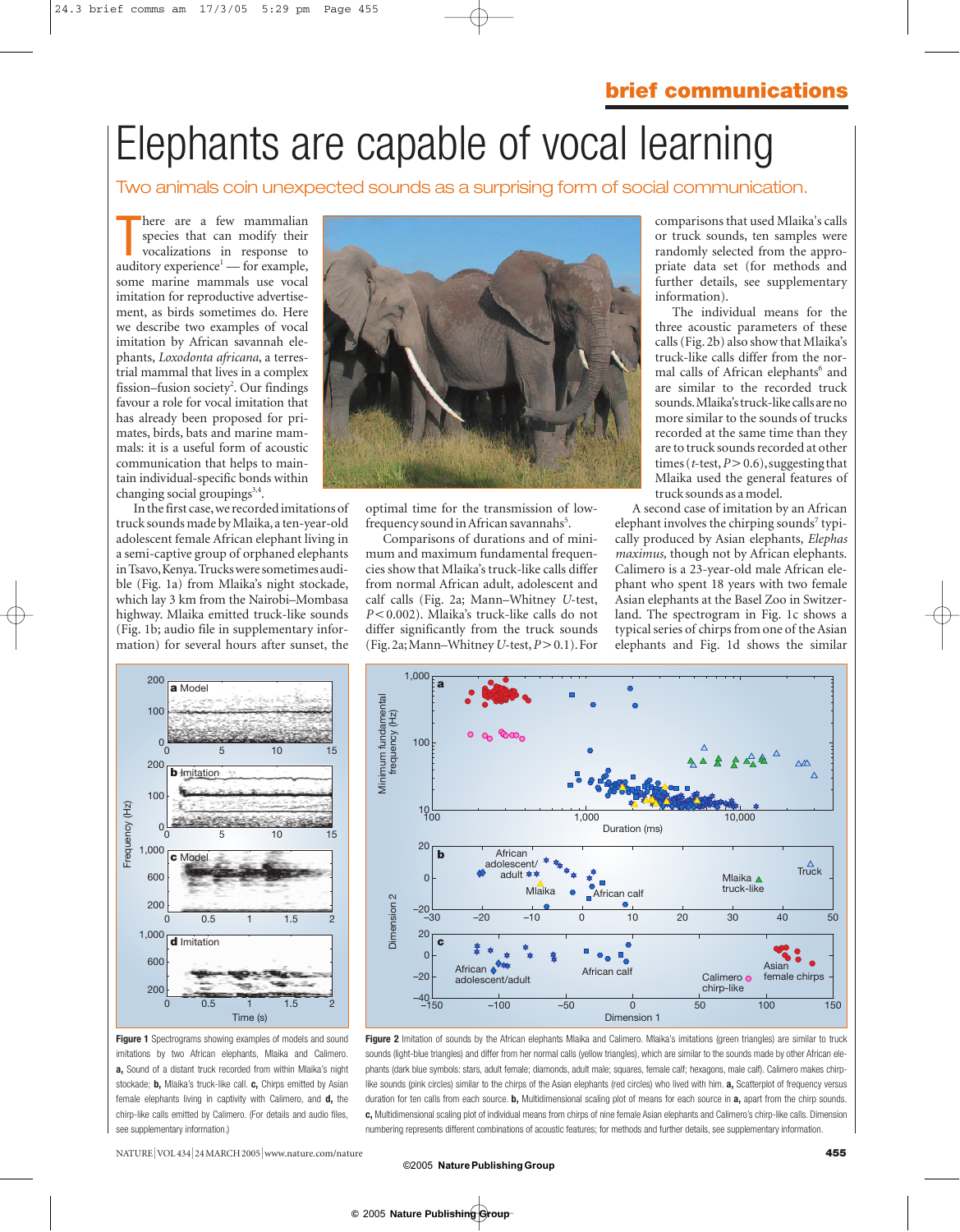# Elephants are capable of vocal learning

Two animals coin unexpected sounds as a surprising form of social communication.

There are a few mammalian species that can modify their vocalizations in response to auditory experience[1] — for example, some marine mammals use vocal imitation for reproductive advertisement, as birds sometimes do. Here we describe two examples of vocal imitation by African savannah elephants, *Loxodonta africana*, a terrestrial mammal that lives in a complex fission–fusion society[2]. Our findings favour a role for vocal imitation that has already been proposed for primates, birds, bats and marine mammals: it is a useful form of acoustic communication that helps to maintain individual-specific bonds within changing social groupings[3,4].

In the first case, we recorded imitations of truck sounds made by Mlaika, a ten-year-old adolescent female African elephant living in a semi-captive group of orphaned elephants in Tsavo, Kenya. Trucks were sometimes audible (Fig. 1a) from Mlaika's night stockade, which lay 3 km from the Nairobi–Mombasa highway. Mlaika emitted truck-like sounds (Fig. 1b; audio file in supplementary information) for several hours after sunset, the optimal time for the transmission of low-frequency sound in African savannahs[5].

Comparisons of durations and of minimum and maximum fundamental frequencies show that Mlaika's truck-like calls differ from normal African adult, adolescent and calf calls (Fig. 2a; Mann–Whitney *U*-test, $P<0.002$). Mlaika's truck-like calls do not differ significantly from the truck sounds (Fig. 2a; Mann–Whitney *U*-test, $P>0.1$). For comparisons that used Mlaika's calls or truck sounds, ten samples were randomly selected from the appropriate data set (for methods and further details, see supplementary information).

The individual means for the three acoustic parameters of these calls (Fig. 2b) also show that Mlaika's truck-like calls differ from the normal calls of African elephants[6] and are similar to the recorded truck sounds. Mlaika's truck-like calls are no more similar to the sounds of trucks recorded at the same time than they are to truck sounds recorded at other times (*t*-test, $P>0.6$), suggesting that Mlaika used the general features of truck sounds as a model.

A second case of imitation by an African elephant involves the chirping sounds[7] typically produced by Asian elephants, *Elephas maximus*, though not by African elephants. Calimero is a 23-year-old male African elephant who spent 18 years with two female Asian elephants at the Basel Zoo in Switzerland. The spectrogram in Fig. 1c shows a typical series of chirps from one of the Asian elephants and Fig. 1d shows the similar

**Figure 1** Spectrograms showing examples of models and sound imitations by two African elephants, Mlaika and Calimero. **a,** Sound of a distant truck recorded from within Mlaika's night stockade; **b,** Mlaika's truck-like call. **c,** Chirps emitted by Asian female elephants living in captivity with Calimero, and **d,** the chirp-like calls emitted by Calimero. (For details and audio files, see supplementary information.)

**Figure 2** Imitation of sounds by the African elephants Mlaika and Calimero. Mlaika's imitations (green triangles) are similar to truck sounds (light-blue triangles) and differ from her normal calls (yellow triangles), which are similar to the sounds made by other African elephants (dark blue symbols: stars, adult female; diamonds, adult male; squares, female calf; hexagons, male calf). Calimero makes chirp-like sounds (pink circles) similar to the chirps of the Asian elephants (red circles) who lived with him. **a,** Scatterplot of frequency versus duration for ten calls from each source. **b,** Multidimensional scaling plot of means for each source in **a**, apart from the chirp sounds. **c,** Multidimensional scaling plot of individual means from chirps of nine female Asian elephants and Calimero's chirp-like calls. Dimension numbering represents different combinations of acoustic features; for methods and further details, see supplementary information.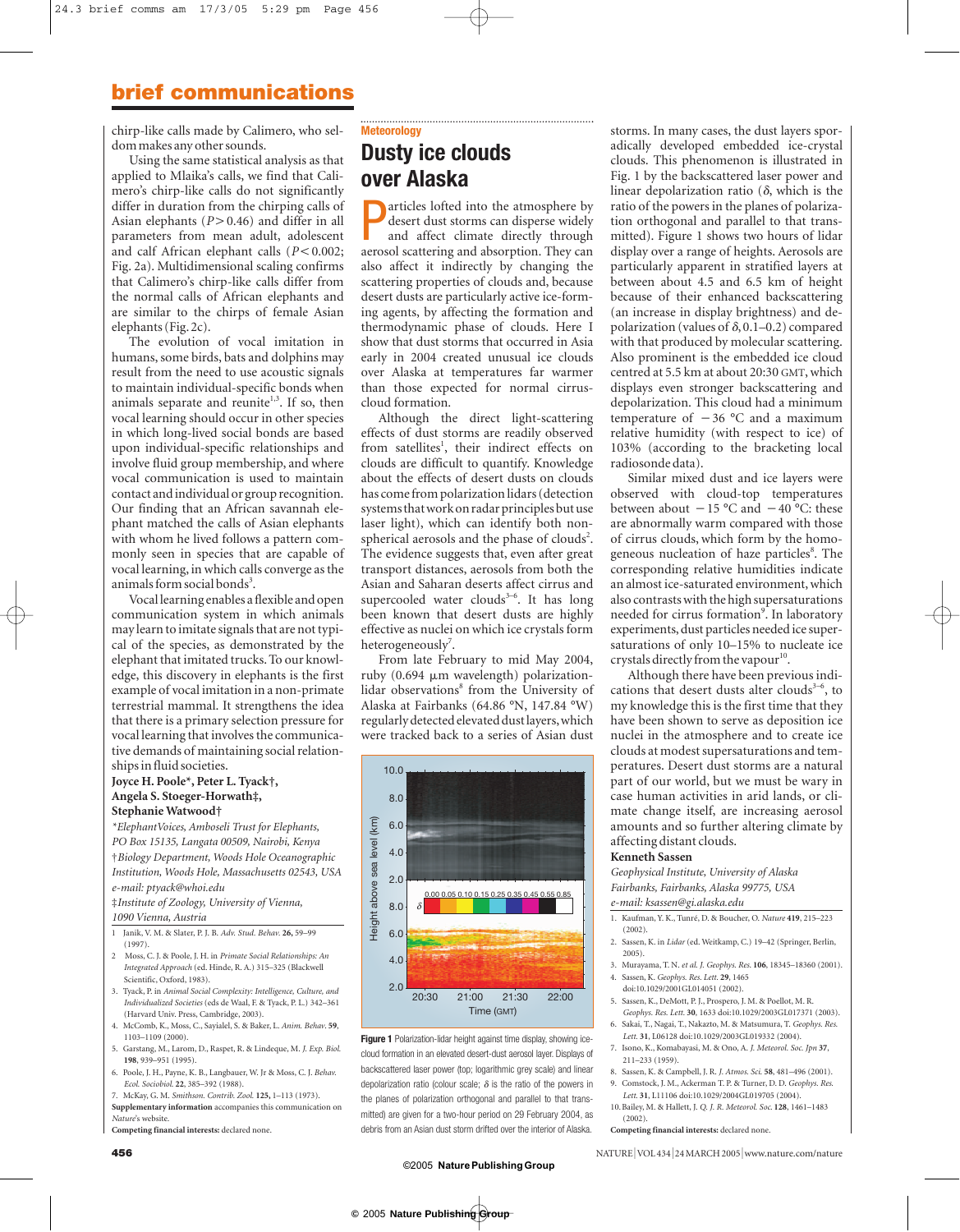chirp-like calls made by Calimero, who seldom makes any other sounds.

Using the same statistical analysis as that applied to Mlaika's calls, we find that Calimero's chirp-like calls do not significantly differ in duration from the chirping calls of Asian elephants ($P > 0.46$) and differ in all parameters from mean adult, adolescent and calf African elephant calls ($P < 0.002$; Fig. 2a). Multidimensional scaling confirms that Calimero's chirp-like calls differ from the normal calls of African elephants and are similar to the chirps of female Asian elephants (Fig. 2c).

The evolution of vocal imitation in humans, some birds, bats and dolphins may result from the need to use acoustic signals to maintain individual-specific bonds when animals separate and reunite[1,3]. If so, then vocal learning should occur in other species in which long-lived social bonds are based upon individual-specific relationships and involve fluid group membership, and where vocal communication is used to maintain contact and individual or group recognition. Our finding that an African savannah elephant matched the calls of Asian elephants with whom he lived follows a pattern commonly seen in species that are capable of vocal learning, in which calls converge as the animals form social bonds[3].

Vocal learning enables a flexible and open communication system in which animals may learn to imitate signals that are not typical of the species, as demonstrated by the elephant that imitated trucks. To our knowledge, this discovery in elephants is the first example of vocal imitation in a non-primate terrestrial mammal. It strengthens the idea that there is a primary selection pressure for vocal learning that involves the communicative demands of maintaining social relationships in fluid societies.

**Joyce H. Poole\*, Peter L. Tyack†, Angela S. Stoeger-Horwath‡, Stephanie Watwood†**

*\*ElephantVoices, Amboseli Trust for Elephants, PO Box 15135, Langata 00509, Nairobi, Kenya*
*†Biology Department, Woods Hole Oceanographic Institution, Woods Hole, Massachusetts 02543, USA*
*e-mail: ptyack@whoi.edu*
*‡Institute of Zoology, University of Vienna, 1090 Vienna, Austria*

1. Janik, V. M. & Slater, P. J. B. *Adv. Stud. Behav.* **26**, 59–99 (1997).
2. Moss, C. J. & Poole, J. H. in *Primate Social Relationships: An Integrated Approach* (ed. Hinde, R. A.) 315–325 (Blackwell Scientific, Oxford, 1983).
3. Tyack, P. in *Animal Social Complexity: Intelligence, Culture, and Individualized Societies* (eds de Waal, F. & Tyack, P. L.) 342–361 (Harvard Univ. Press, Cambridge, 2003).
4. McComb, K., Moss, C., Sayialel, S. & Baker, L. *Anim. Behav.* **59**, 1103–1109 (2000).
5. Garstang, M., Larom, D., Raspet, R. & Lindeque, M. *J. Exp. Biol.* **198**, 939–951 (1995).
6. Poole, J. H., Payne, K. B., Langbauer, W. Jr & Moss, C. J. *Behav. Ecol. Sociobiol.* **22**, 385–392 (1988).
7. McKay, G. M. *Smithson. Contrib. Zool.* **125**, 1–113 (1973).

**Supplementary information** accompanies this communication on *Nature*'s website.

**Competing financial interests:** declared none.

---

Meteorology

# Dusty ice clouds over Alaska

Particles lofted into the atmosphere by desert dust storms can disperse widely and affect climate directly through aerosol scattering and absorption. They can also affect it indirectly by changing the scattering properties of clouds and, because desert dusts are particularly active ice-forming agents, by affecting the formation and thermodynamic phase of clouds. Here I show that dust storms that occurred in Asia early in 2004 created unusual ice clouds over Alaska at temperatures far warmer than those expected for normal cirrus-cloud formation.

Although the direct light-scattering effects of dust storms are readily observed from satellites[1], their indirect effects on clouds are difficult to quantify. Knowledge about the effects of desert dusts on clouds has come from polarization lidars (detection systems that work on radar principles but use laser light), which can identify both non-spherical aerosols and the phase of clouds[2]. The evidence suggests that, even after great transport distances, aerosols from both the Asian and Saharan deserts affect cirrus and supercooled water clouds[3–6]. It has long been known that desert dusts are highly effective as nuclei on which ice crystals form heterogeneously[7].

From late February to mid May 2004, ruby (0.694 µm wavelength) polarization-lidar observations[8] from the University of Alaska at Fairbanks (64.86 °N, 147.84 °W) regularly detected elevated dust layers, which were tracked back to a series of Asian dust storms. In many cases, the dust layers sporadically developed embedded ice-crystal clouds. This phenomenon is illustrated in Fig. 1 by the backscattered laser power and linear depolarization ratio ($\delta$, which is the ratio of the powers in the planes of polarization orthogonal and parallel to that transmitted). Figure 1 shows two hours of lidar display over a range of heights. Aerosols are particularly apparent in stratified layers at between about 4.5 and 6.5 km of height because of their enhanced backscattering (an increase in display brightness) and depolarization (values of $\delta$, 0.1–0.2) compared with that produced by molecular scattering. Also prominent is the embedded ice cloud centred at 5.5 km at about 20:30 GMT, which displays even stronger backscattering and depolarization. This cloud had a minimum temperature of −36 °C and a maximum relative humidity (with respect to ice) of 103% (according to the bracketing local radiosonde data).

Height above sea level (km)
10.0
8.0
6.0
4.0
2.0
0.00 0.05 0.10 0.15 0.25 0.35 0.45 0.55 0.85
$\delta$
8.0
6.0
4.0
2.0
20:30 21:00 21:30 22:00
Time (GMT)

**Figure 1** Polarization-lidar height against time display, showing ice-cloud formation in an elevated desert-dust aerosol layer. Displays of backscattered laser power (top; logarithmic grey scale) and linear depolarization ratio (colour scale; $\delta$ is the ratio of the powers in the planes of polarization orthogonal and parallel to that transmitted) are given for a two-hour period on 29 February 2004, as debris from an Asian dust storm drifted over the interior of Alaska.

Similar mixed dust and ice layers were observed with cloud-top temperatures between about −15 °C and −40 °C: these are abnormally warm compared with those of cirrus clouds, which form by the homogeneous nucleation of haze particles[8]. The corresponding relative humidities indicate an almost ice-saturated environment, which also contrasts with the high supersaturations needed for cirrus formation[9]. In laboratory experiments, dust particles needed ice supersaturations of only 10–15% to nucleate ice crystals directly from the vapour[10].

Although there have been previous indications that desert dusts alter clouds[3–6], to my knowledge this is the first time that they have been shown to serve as deposition ice nuclei in the atmosphere and to create ice clouds at modest supersaturations and temperatures. Desert dust storms are a natural part of our world, but we must be wary in case human activities in arid lands, or climate change itself, are increasing aerosol amounts and so further altering climate by affecting distant clouds.

**Kenneth Sassen**

*Geophysical Institute, University of Alaska Fairbanks, Fairbanks, Alaska 99775, USA*
*e-mail: ksassen@gi.alaska.edu*

1. Kaufman, Y. K., Tanré, D. & Boucher, O. *Nature* **419**, 215–223 (2002).
2. Sassen, K. in *Lidar* (ed. Weitkamp, C.) 19–42 (Springer, Berlin, 2005).
3. Murayama, T. N. *et al. J. Geophys. Res.* **106**, 18345–18360 (2001).
4. Sassen, K. *Geophys. Res. Lett.* **29**, 1465 doi:10.1029/2001GL014051 (2002).
5. Sassen, K., DeMott, P. J., Prospero, J. M. & Poellot, M. R. *Geophys. Res. Lett.* **30**, 1633 doi:10.1029/2003GL017371 (2003).
6. Sakai, T., Nagai, T., Nakazto, M. & Matsumura, T. *Geophys. Res. Lett.* **31**, L06128 doi:10.1029/2003GL019332 (2004).
7. Isono, K., Komabayasi, M. & Ono, A. *J. Meteorol. Soc. Jpn* **37**, 211–233 (1959).
8. Sassen, K. & Campbell, J. R. *J. Atmos. Sci.* **58**, 481–496 (2001).
9. Comstock, J. M., Ackerman T. P. & Turner, D. D. *Geophys. Res. Lett.* **31**, L11106 doi:10.1029/2004GL019705 (2004).
10. Bailey, M. & Hallett, J. *Q. J. R. Meteorol. Soc.* **128**, 1461–1483 (2002).

**Competing financial interests:** declared none.